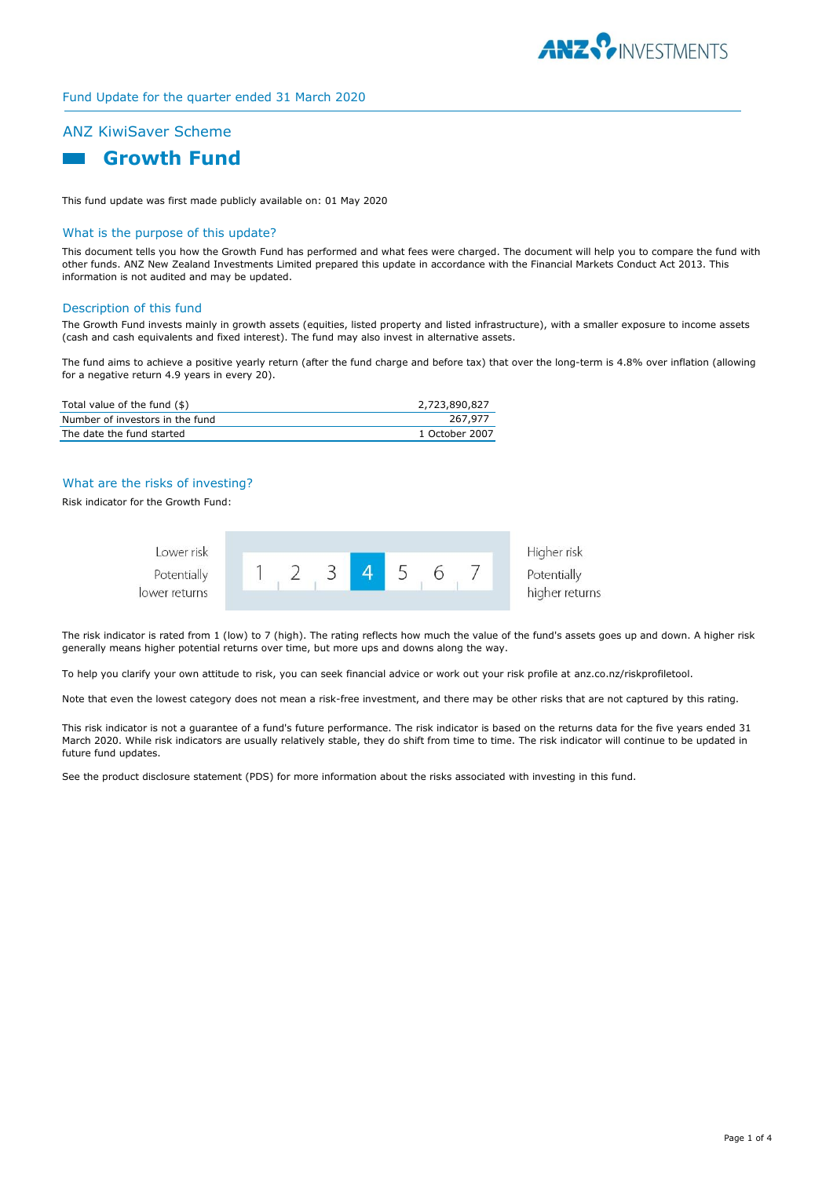Fund Update for the quarter ended 31 March 2020

## ANZ KiwiSaver Scheme

# Growth Fund

This fund update was first made publicly available on: 01 May 2020

## What is the purpose of this update?

This document tells you how the Growth Fund has performed and what fees were charged. The document will help you to compare the fund with other funds. ANZ New Zealand Investments Limited prepared this update in accordance with the Financial Markets Conduct Act 2013. This information is not audited and may be updated.

## Description of this fund

The Growth Fund invests mainly in growth assets (equities, listed property and listed infrastructure), with a smaller exposure to income assets (cash and cash equivalents and fixed interest). The fund may also invest in alternative assets.

The fund aims to achieve a positive yearly return (after the fund charge and before tax) that over the long-term is 4.8% over inflation (allowing for a negative return 4.9 years in every 20).

| | |
|---|---|
| Total value of the fund ($) | 2,723,890,827 |
| Number of investors in the fund | 267,977 |
| The date the fund started | 1 October 2007 |

## What are the risks of investing?

Risk indicator for the Growth Fund:

| Lower risk<br>Potentially lower returns | 1 | 2 | 3 | **4** | 5 | 6 | 7 | Higher risk<br>Potentially higher returns |
|---|---|---|---|---|---|---|---|---|

The risk indicator is rated from 1 (low) to 7 (high). The rating reflects how much the value of the fund's assets goes up and down. A higher risk generally means higher potential returns over time, but more ups and downs along the way.

To help you clarify your own attitude to risk, you can seek financial advice or work out your risk profile at anz.co.nz/riskprofiletool.

Note that even the lowest category does not mean a risk-free investment, and there may be other risks that are not captured by this rating.

This risk indicator is not a guarantee of a fund's future performance. The risk indicator is based on the returns data for the five years ended 31 March 2020. While risk indicators are usually relatively stable, they do shift from time to time. The risk indicator will continue to be updated in future fund updates.

See the product disclosure statement (PDS) for more information about the risks associated with investing in this fund.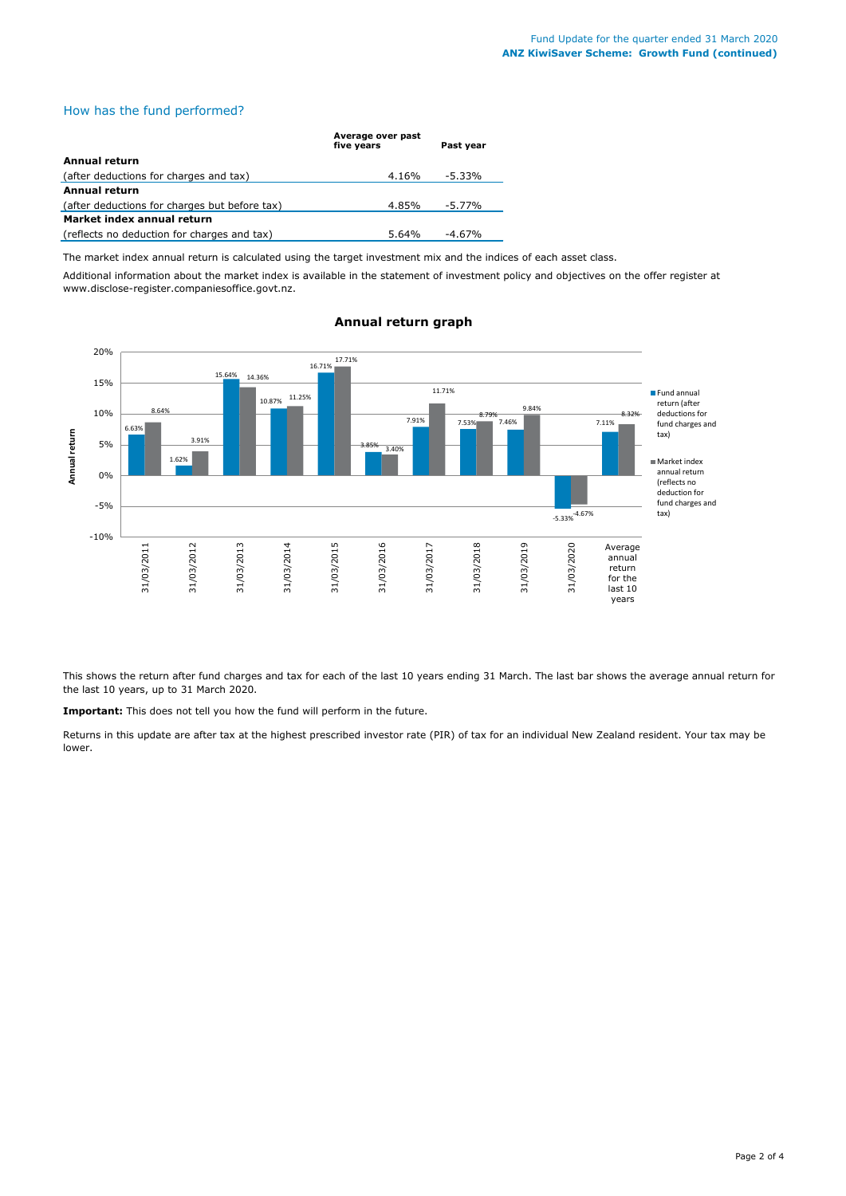## How has the fund performed?

| | Average over past five years | Past year |
|---|---|---|
| **Annual return** | | |
| (after deductions for charges and tax) | 4.16% | -5.33% |
| **Annual return** | | |
| (after deductions for charges but before tax) | 4.85% | -5.77% |
| **Market index annual return** | | |
| (reflects no deduction for charges and tax) | 5.64% | -4.67% |

The market index annual return is calculated using the target investment mix and the indices of each asset class.

Additional information about the market index is available in the statement of investment policy and objectives on the offer register at www.disclose-register.companiesoffice.govt.nz.

**Annual return graph**

| | Fund annual return (after deductions for fund charges and tax) | Market index annual return (reflects no deduction for fund charges and tax) |
|---|---|---|
| 31/03/2011 | 6.63% | 8.64% |
| 31/03/2012 | 1.62% | 3.91% |
| 31/03/2013 | 15.64% | 14.36% |
| 31/03/2014 | 10.87% | 11.25% |
| 31/03/2015 | 16.71% | 17.71% |
| 31/03/2016 | 3.85% | 3.40% |
| 31/03/2017 | 7.91% | 11.71% |
| 31/03/2018 | 7.53% | 8.79% |
| 31/03/2019 | 7.46% | 9.84% |
| 31/03/2020 | -5.33% | -4.67% |
| Average annual return for the last 10 years | 7.11% | 8.32% |

This shows the return after fund charges and tax for each of the last 10 years ending 31 March. The last bar shows the average annual return for the last 10 years, up to 31 March 2020.

**Important:** This does not tell you how the fund will perform in the future.

Returns in this update are after tax at the highest prescribed investor rate (PIR) of tax for an individual New Zealand resident. Your tax may be lower.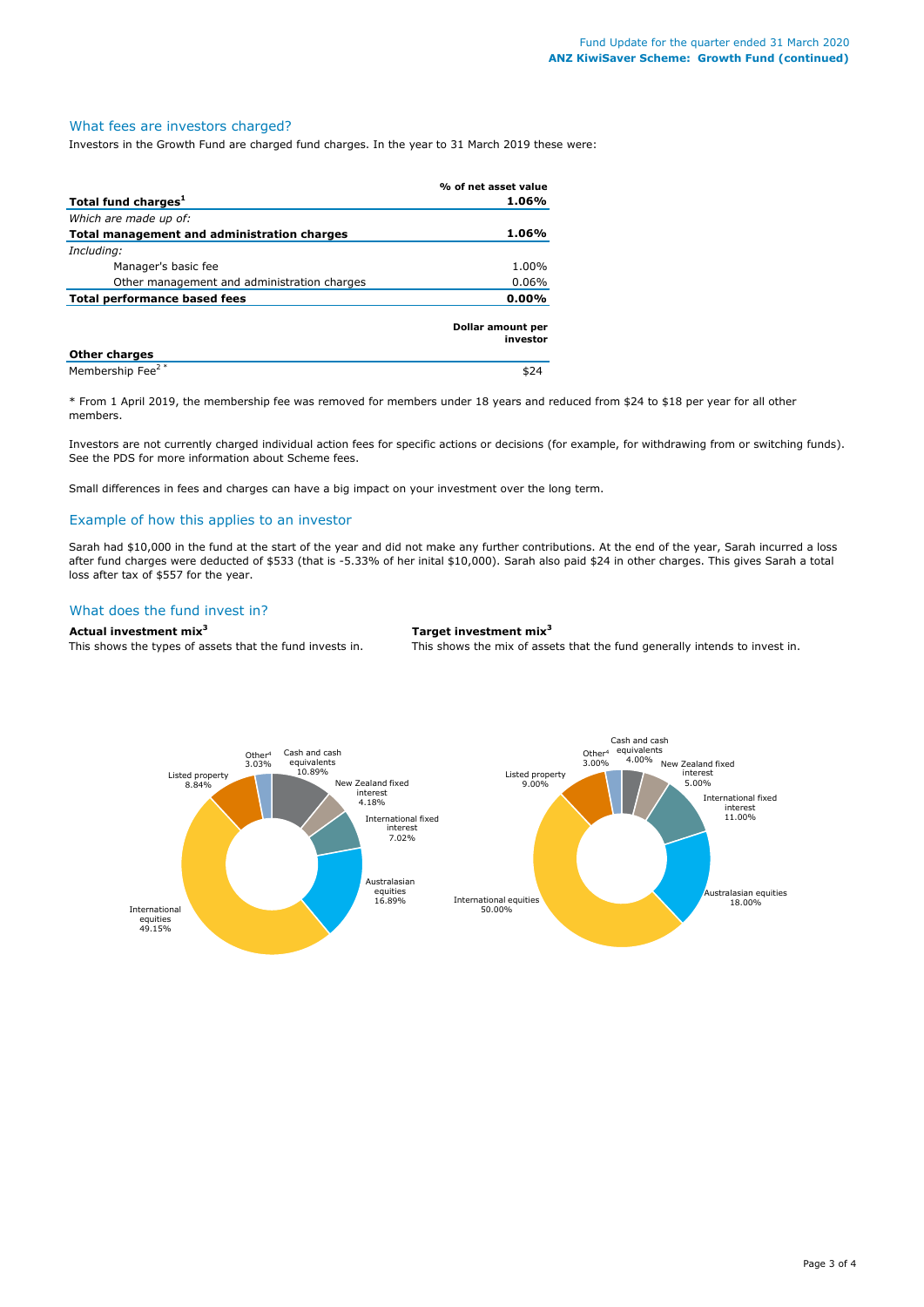## What fees are investors charged?

Investors in the Growth Fund are charged fund charges. In the year to 31 March 2019 these were:

| | % of net asset value |
|---|---|
| **Total fund charges[1]** | **1.06%** |
| *Which are made up of:* | |
| **Total management and administration charges** | **1.06%** |
| *Including:* | |
| Manager's basic fee | 1.00% |
| Other management and administration charges | 0.06% |
| **Total performance based fees** | **0.00%** |

| | Dollar amount per investor |
|---|---|
| **Other charges** | |
| Membership Fee[2 *] | $24 |

* From 1 April 2019, the membership fee was removed for members under 18 years and reduced from $24 to $18 per year for all other members.

Investors are not currently charged individual action fees for specific actions or decisions (for example, for withdrawing from or switching funds). See the PDS for more information about Scheme fees.

Small differences in fees and charges can have a big impact on your investment over the long term.

## Example of how this applies to an investor

Sarah had $10,000 in the fund at the start of the year and did not make any further contributions. At the end of the year, Sarah incurred a loss after fund charges were deducted of $533 (that is -5.33% of her inital $10,000). Sarah also paid $24 in other charges. This gives Sarah a total loss after tax of $557 for the year.

## What does the fund invest in?

**Actual investment mix[3]**

This shows the types of assets that the fund invests in.

| Asset | % |
|---|---|
| Cash and cash equivalents | 10.89% |
| New Zealand fixed interest | 4.18% |
| International fixed interest | 7.02% |
| Australasian equities | 16.89% |
| International equities | 49.15% |
| Listed property | 8.84% |
| Other[4] | 3.03% |

**Target investment mix[3]**

This shows the mix of assets that the fund generally intends to invest in.

| Asset | % |
|---|---|
| Cash and cash equivalents | 4.00% |
| New Zealand fixed interest | 5.00% |
| International fixed interest | 11.00% |
| Australasian equities | 18.00% |
| International equities | 50.00% |
| Listed property | 9.00% |
| Other[4] | 3.00% |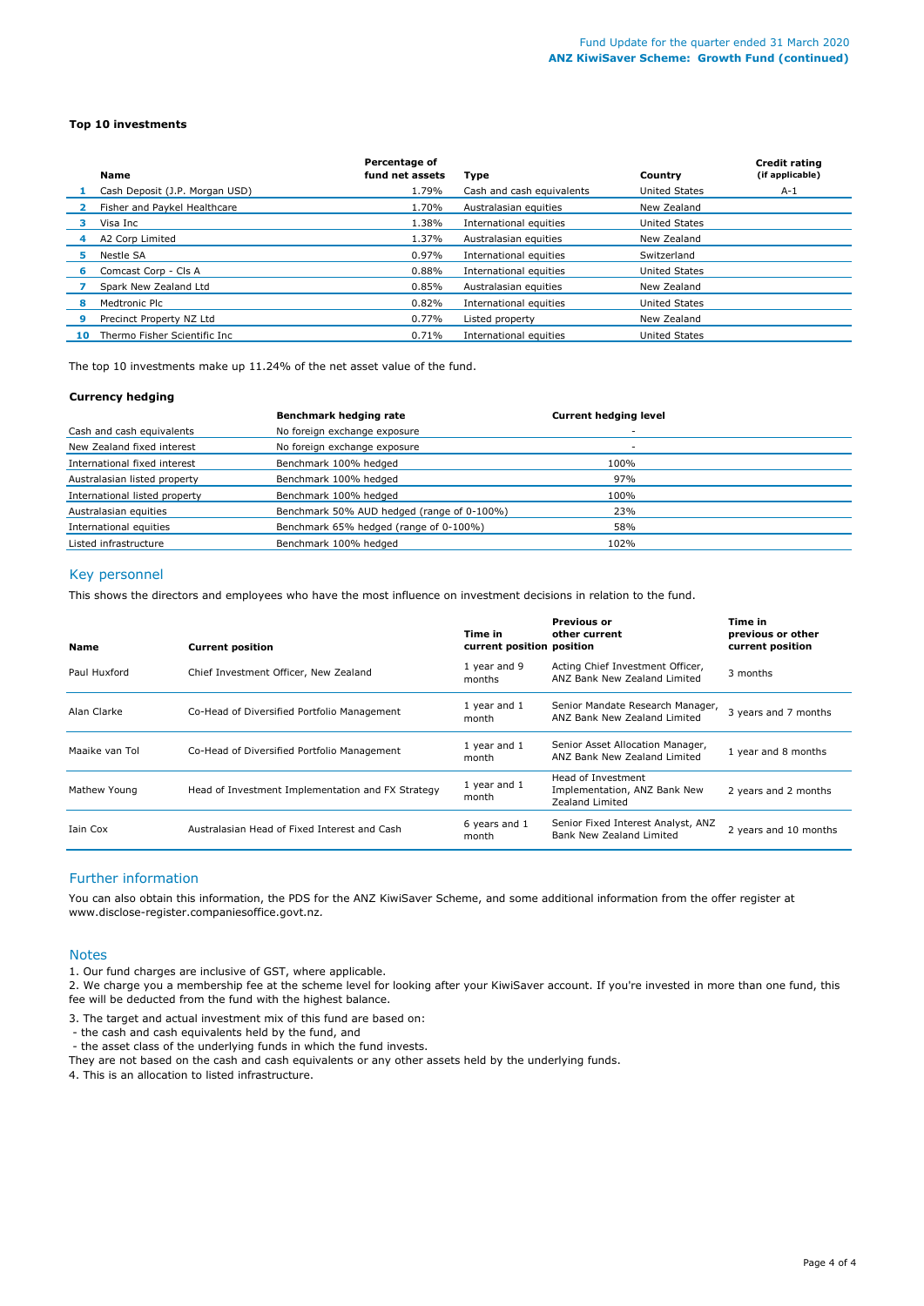### Top 10 investments

| | Name | Percentage of fund net assets | Type | Country | Credit rating (if applicable) |
|---|---|---|---|---|---|
| 1 | Cash Deposit (J.P. Morgan USD) | 1.79% | Cash and cash equivalents | United States | A-1 |
| 2 | Fisher and Paykel Healthcare | 1.70% | Australasian equities | New Zealand | |
| 3 | Visa Inc | 1.38% | International equities | United States | |
| 4 | A2 Corp Limited | 1.37% | Australasian equities | New Zealand | |
| 5 | Nestle SA | 0.97% | International equities | Switzerland | |
| 6 | Comcast Corp - Cls A | 0.88% | International equities | United States | |
| 7 | Spark New Zealand Ltd | 0.85% | Australasian equities | New Zealand | |
| 8 | Medtronic Plc | 0.82% | International equities | United States | |
| 9 | Precinct Property NZ Ltd | 0.77% | Listed property | New Zealand | |
| 10 | Thermo Fisher Scientific Inc | 0.71% | International equities | United States | |

The top 10 investments make up 11.24% of the net asset value of the fund.

### Currency hedging

| | Benchmark hedging rate | Current hedging level |
|---|---|---|
| Cash and cash equivalents | No foreign exchange exposure | - |
| New Zealand fixed interest | No foreign exchange exposure | - |
| International fixed interest | Benchmark 100% hedged | 100% |
| Australasian listed property | Benchmark 100% hedged | 97% |
| International listed property | Benchmark 100% hedged | 100% |
| Australasian equities | Benchmark 50% AUD hedged (range of 0-100%) | 23% |
| International equities | Benchmark 65% hedged (range of 0-100%) | 58% |
| Listed infrastructure | Benchmark 100% hedged | 102% |

## Key personnel

This shows the directors and employees who have the most influence on investment decisions in relation to the fund.

| Name | Current position | Time in current position | Previous or other current position | Time in previous or other current position |
|---|---|---|---|---|
| Paul Huxford | Chief Investment Officer, New Zealand | 1 year and 9 months | Acting Chief Investment Officer, ANZ Bank New Zealand Limited | 3 months |
| Alan Clarke | Co-Head of Diversified Portfolio Management | 1 year and 1 month | Senior Mandate Research Manager, ANZ Bank New Zealand Limited | 3 years and 7 months |
| Maaike van Tol | Co-Head of Diversified Portfolio Management | 1 year and 1 month | Senior Asset Allocation Manager, ANZ Bank New Zealand Limited | 1 year and 8 months |
| Mathew Young | Head of Investment Implementation and FX Strategy | 1 year and 1 month | Head of Investment Implementation, ANZ Bank New Zealand Limited | 2 years and 2 months |
| Iain Cox | Australasian Head of Fixed Interest and Cash | 6 years and 1 month | Senior Fixed Interest Analyst, ANZ Bank New Zealand Limited | 2 years and 10 months |

## Further information

You can also obtain this information, the PDS for the ANZ KiwiSaver Scheme, and some additional information from the offer register at www.disclose-register.companiesoffice.govt.nz.

## Notes

1. Our fund charges are inclusive of GST, where applicable.
2. We charge you a membership fee at the scheme level for looking after your KiwiSaver account. If you're invested in more than one fund, this fee will be deducted from the fund with the highest balance.
3. The target and actual investment mix of this fund are based on:
 - the cash and cash equivalents held by the fund, and
 - the asset class of the underlying funds in which the fund invests.

They are not based on the cash and cash equivalents or any other assets held by the underlying funds.

4. This is an allocation to listed infrastructure.